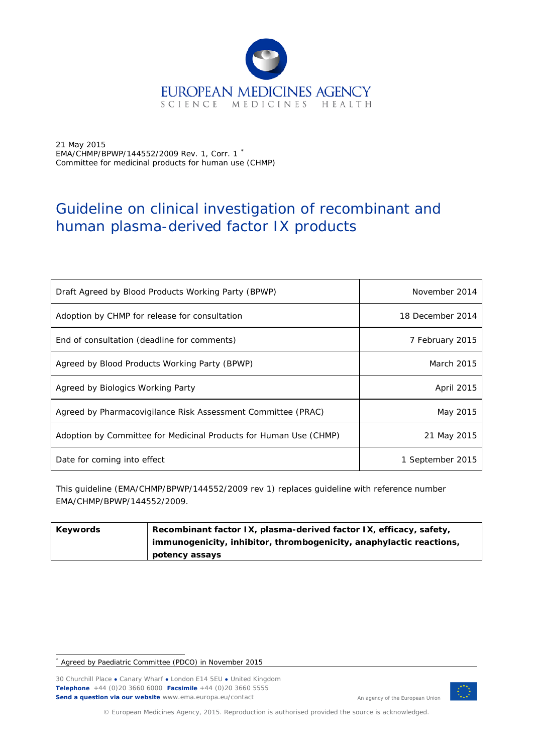EUROPEAN MEDICINES AGENCY
SCIENCE MEDICINES HEALTH

21 May 2015
EMA/CHMP/BPWP/144552/2009 Rev. 1, Corr. 1 *
Committee for medicinal products for human use (CHMP)

# Guideline on clinical investigation of recombinant and human plasma-derived factor IX products

| | |
|---|---|
| Draft Agreed by Blood Products Working Party (BPWP) | November 2014 |
| Adoption by CHMP for release for consultation | 18 December 2014 |
| End of consultation (deadline for comments) | 7 February 2015 |
| Agreed by Blood Products Working Party (BPWP) | March 2015 |
| Agreed by Biologics Working Party | April 2015 |
| Agreed by Pharmacovigilance Risk Assessment Committee (PRAC) | May 2015 |
| Adoption by Committee for Medicinal Products for Human Use (CHMP) | 21 May 2015 |
| Date for coming into effect | 1 September 2015 |

This guideline (EMA/CHMP/BPWP/144552/2009 rev 1) replaces guideline with reference number EMA/CHMP/BPWP/144552/2009.

| | |
|---|---|
| **Keywords** | **Recombinant factor IX, plasma-derived factor IX, efficacy, safety, immunogenicity, inhibitor, thrombogenicity, anaphylactic reactions, potency assays** |

* Agreed by Paediatric Committee (PDCO) in November 2015

30 Churchill Place ● Canary Wharf ● London E14 5EU ● United Kingdom
**Telephone** +44 (0)20 3660 6000 **Facsimile** +44 (0)20 3660 5555
**Send a question via our website** www.ema.europa.eu/contact

An agency of the European Union

© European Medicines Agency, 2015. Reproduction is authorised provided the source is acknowledged.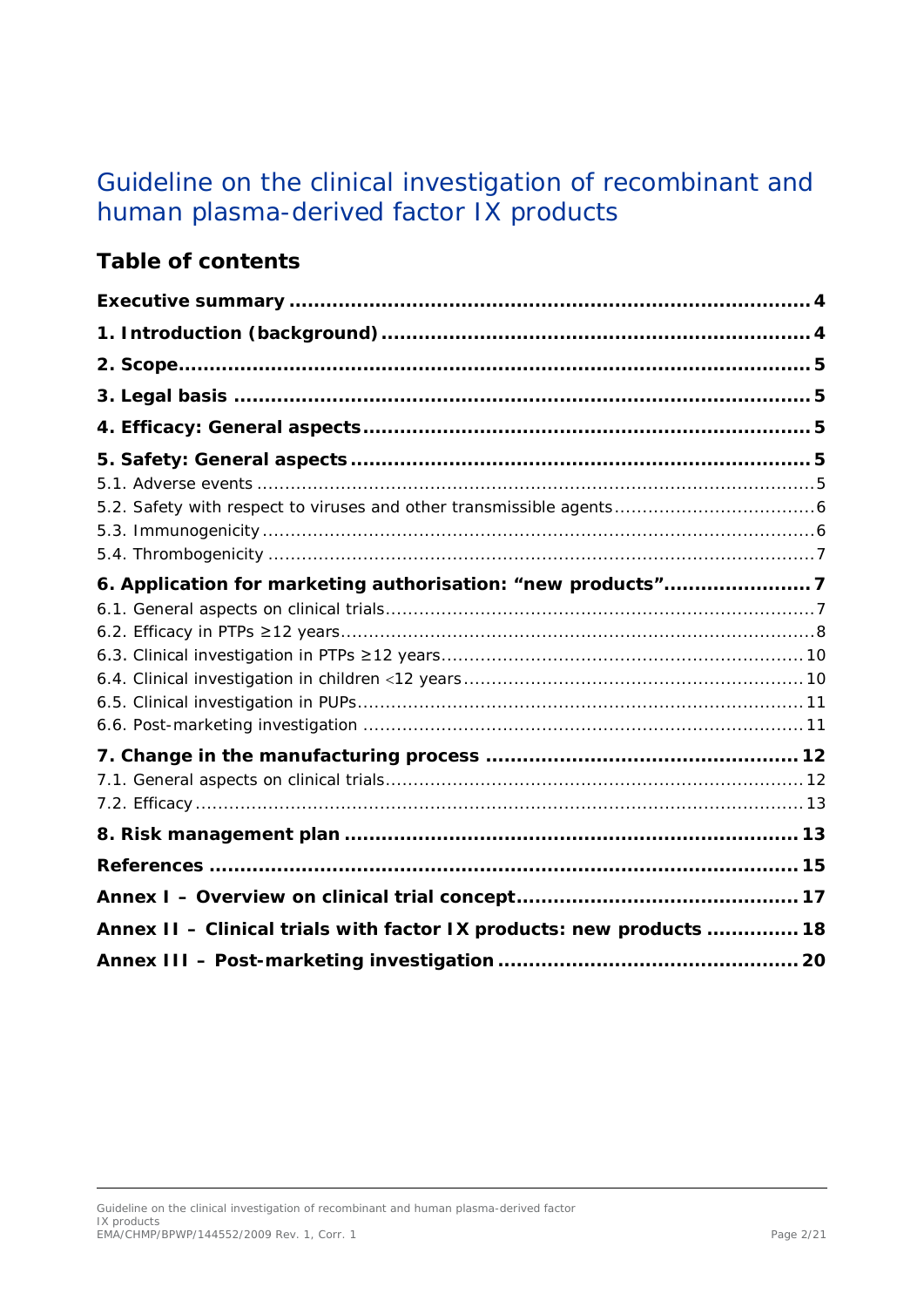# Guideline on the clinical investigation of recombinant and human plasma-derived factor IX products

## Table of contents

**Executive summary .................................................................................. 4**

**1. Introduction (background) .................................................................... 4**

**2. Scope...................................................................................................... 5**

**3. Legal basis ............................................................................................. 5**

**4. Efficacy: General aspects ....................................................................... 5**

**5. Safety: General aspects ......................................................................... 5**

5.1. Adverse events ..................................................................................................... 5

5.2. Safety with respect to viruses and other transmissible agents ..................................... 6

5.3. Immunogenicity .................................................................................................... 6

5.4. Thrombogenicity ................................................................................................... 7

**6. Application for marketing authorisation: "new products"....................... 7**

6.1. General aspects on clinical trials.............................................................................. 7

6.2. Efficacy in PTPs ≥12 years...................................................................................... 8

6.3. Clinical investigation in PTPs ≥12 years................................................................. 10

6.4. Clinical investigation in children <12 years ............................................................ 10

6.5. Clinical investigation in PUPs................................................................................ 11

6.6. Post-marketing investigation ................................................................................ 11

**7. Change in the manufacturing process ................................................. 12**

7.1. General aspects on clinical trials............................................................................ 12

7.2. Efficacy .............................................................................................................. 13

**8. Risk management plan ........................................................................ 13**

**References ............................................................................................... 15**

**Annex I – Overview on clinical trial concept............................................ 17**

**Annex II – Clinical trials with factor IX products: new products .............. 18**

**Annex III – Post-marketing investigation ................................................ 20**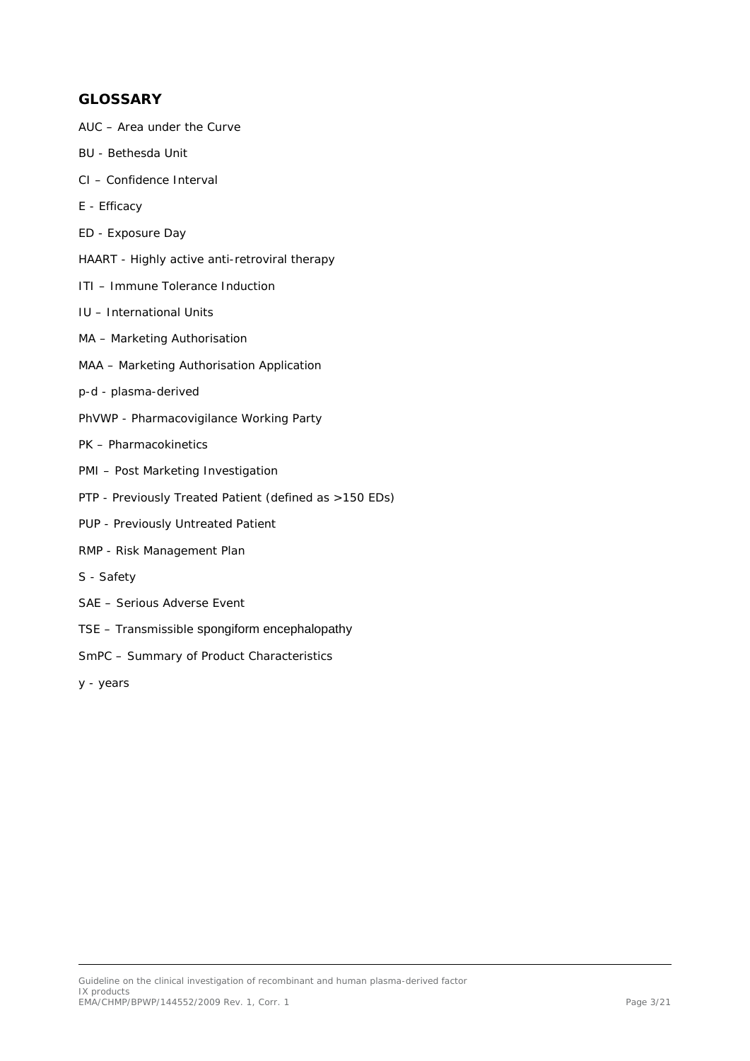## GLOSSARY

AUC – Area under the Curve

BU - Bethesda Unit

CI – Confidence Interval

E - Efficacy

ED - Exposure Day

HAART - Highly active anti-retroviral therapy

ITI – Immune Tolerance Induction

IU – International Units

MA – Marketing Authorisation

MAA – Marketing Authorisation Application

p-d - plasma-derived

PhVWP - Pharmacovigilance Working Party

PK – Pharmacokinetics

PMI – Post Marketing Investigation

PTP - Previously Treated Patient (defined as >150 EDs)

PUP - Previously Untreated Patient

RMP - Risk Management Plan

S - Safety

SAE – Serious Adverse Event

TSE – Transmissible spongiform encephalopathy

SmPC – Summary of Product Characteristics

y - years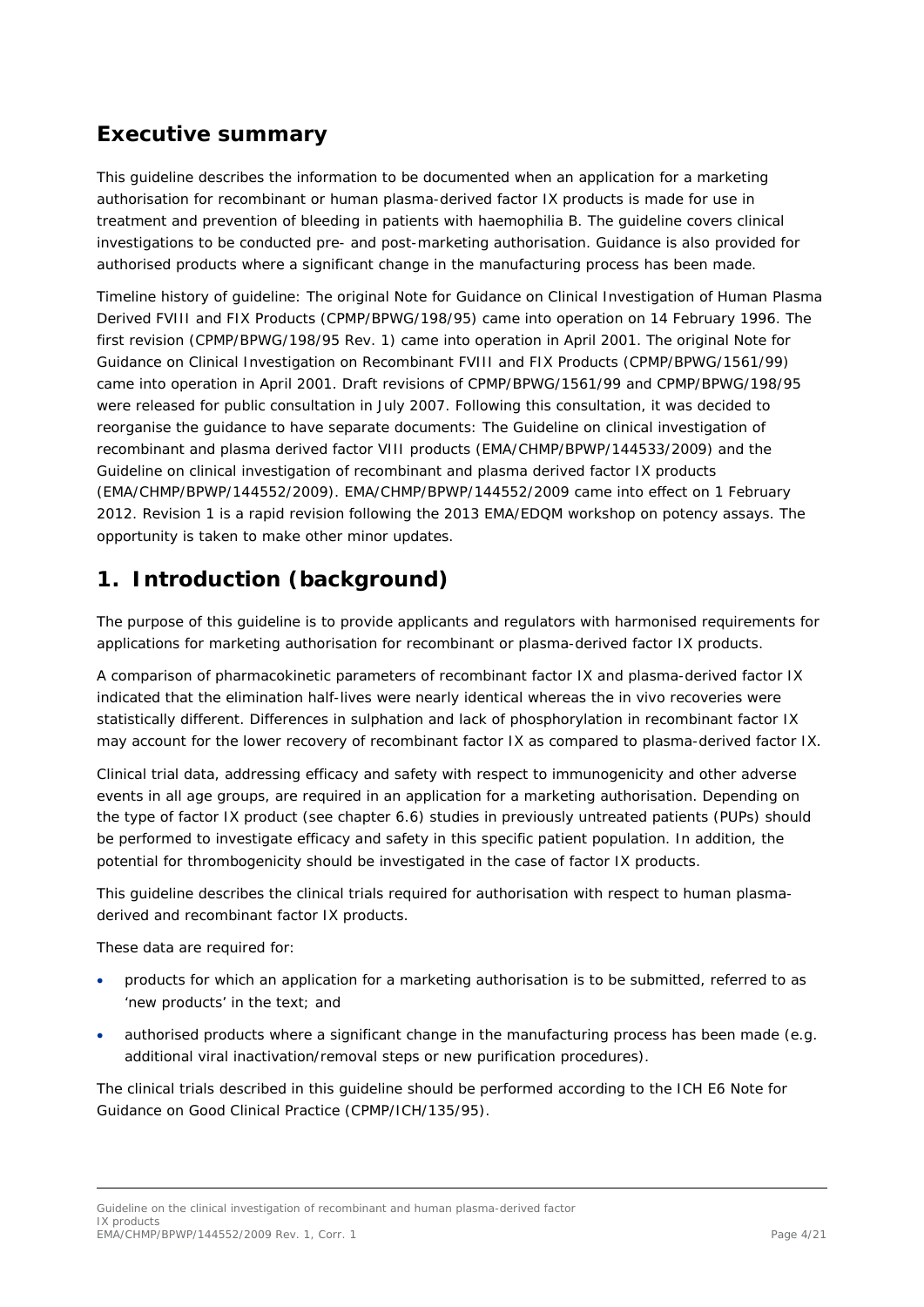## Executive summary

This guideline describes the information to be documented when an application for a marketing authorisation for recombinant or human plasma-derived factor IX products is made for use in treatment and prevention of bleeding in patients with haemophilia B. The guideline covers clinical investigations to be conducted pre- and post-marketing authorisation. Guidance is also provided for authorised products where a significant change in the manufacturing process has been made.

Timeline history of guideline: The original Note for Guidance on Clinical Investigation of Human Plasma Derived FVIII and FIX Products (CPMP/BPWG/198/95) came into operation on 14 February 1996. The first revision (CPMP/BPWG/198/95 Rev. 1) came into operation in April 2001. The original Note for Guidance on Clinical Investigation on Recombinant FVIII and FIX Products (CPMP/BPWG/1561/99) came into operation in April 2001. Draft revisions of CPMP/BPWG/1561/99 and CPMP/BPWG/198/95 were released for public consultation in July 2007. Following this consultation, it was decided to reorganise the guidance to have separate documents: The Guideline on clinical investigation of recombinant and plasma derived factor VIII products (EMA/CHMP/BPWP/144533/2009) and the Guideline on clinical investigation of recombinant and plasma derived factor IX products (EMA/CHMP/BPWP/144552/2009). EMA/CHMP/BPWP/144552/2009 came into effect on 1 February 2012. Revision 1 is a rapid revision following the 2013 EMA/EDQM workshop on potency assays. The opportunity is taken to make other minor updates.

## 1. Introduction (background)

The purpose of this guideline is to provide applicants and regulators with harmonised requirements for applications for marketing authorisation for recombinant or plasma-derived factor IX products.

A comparison of pharmacokinetic parameters of recombinant factor IX and plasma-derived factor IX indicated that the elimination half-lives were nearly identical whereas the in vivo recoveries were statistically different. Differences in sulphation and lack of phosphorylation in recombinant factor IX may account for the lower recovery of recombinant factor IX as compared to plasma-derived factor IX.

Clinical trial data, addressing efficacy and safety with respect to immunogenicity and other adverse events in all age groups, are required in an application for a marketing authorisation. Depending on the type of factor IX product (see chapter 6.6) studies in previously untreated patients (PUPs) should be performed to investigate efficacy and safety in this specific patient population. In addition, the potential for thrombogenicity should be investigated in the case of factor IX products.

This guideline describes the clinical trials required for authorisation with respect to human plasma-derived and recombinant factor IX products.

These data are required for:

- products for which an application for a marketing authorisation is to be submitted, referred to as 'new products' in the text; and
- authorised products where a significant change in the manufacturing process has been made (e.g. additional viral inactivation/removal steps or new purification procedures).

The clinical trials described in this guideline should be performed according to the ICH E6 Note for Guidance on Good Clinical Practice (CPMP/ICH/135/95).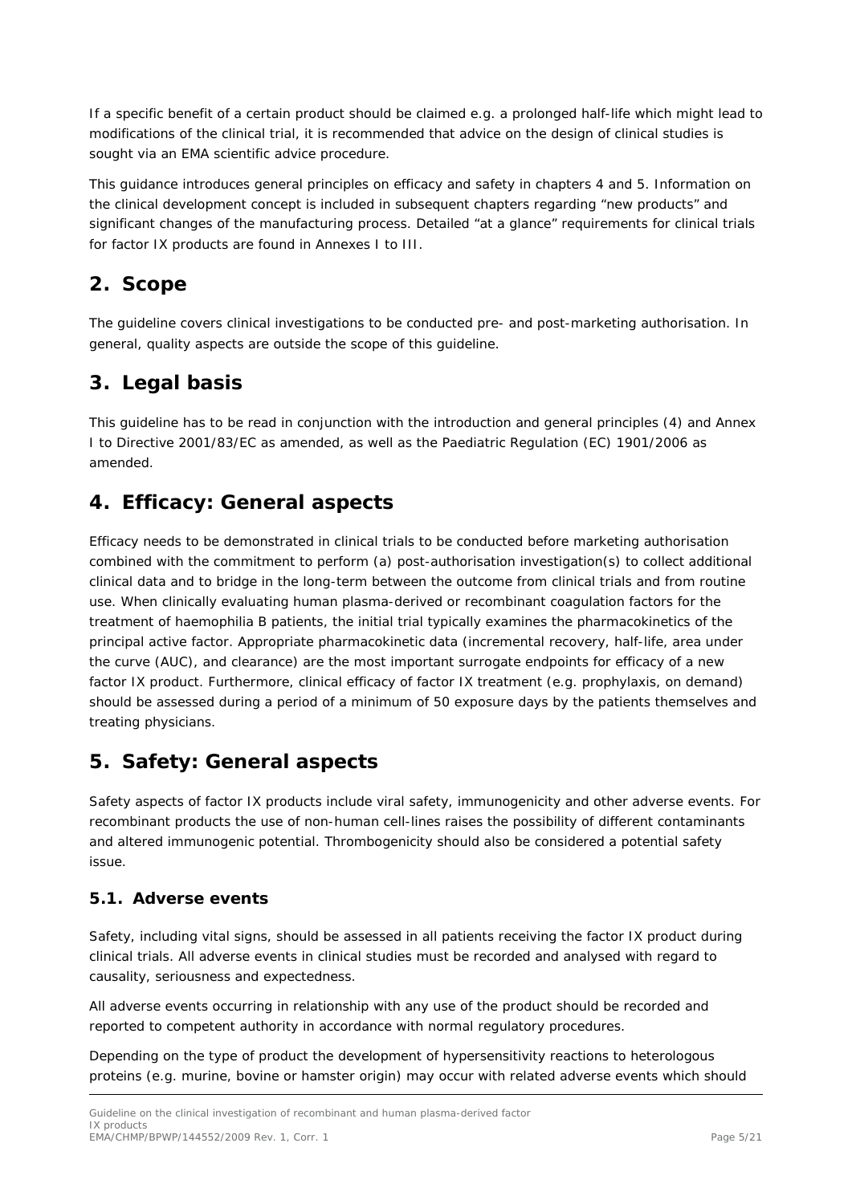If a specific benefit of a certain product should be claimed e.g. a prolonged half-life which might lead to modifications of the clinical trial, it is recommended that advice on the design of clinical studies is sought via an EMA scientific advice procedure.

This guidance introduces general principles on efficacy and safety in chapters 4 and 5. Information on the clinical development concept is included in subsequent chapters regarding "new products" and significant changes of the manufacturing process. Detailed "at a glance" requirements for clinical trials for factor IX products are found in Annexes I to III.

## 2. Scope

The guideline covers clinical investigations to be conducted pre- and post-marketing authorisation. In general, quality aspects are outside the scope of this guideline.

## 3. Legal basis

This guideline has to be read in conjunction with the introduction and general principles (4) and Annex I to Directive 2001/83/EC as amended, as well as the Paediatric Regulation (EC) 1901/2006 as amended.

## 4. Efficacy: General aspects

Efficacy needs to be demonstrated in clinical trials to be conducted before marketing authorisation combined with the commitment to perform (a) post-authorisation investigation(s) to collect additional clinical data and to bridge in the long-term between the outcome from clinical trials and from routine use. When clinically evaluating human plasma-derived or recombinant coagulation factors for the treatment of haemophilia B patients, the initial trial typically examines the pharmacokinetics of the principal active factor. Appropriate pharmacokinetic data (incremental recovery, half-life, area under the curve (AUC), and clearance) are the most important surrogate endpoints for efficacy of a new factor IX product. Furthermore, clinical efficacy of factor IX treatment (e.g. prophylaxis, on demand) should be assessed during a period of a minimum of 50 exposure days by the patients themselves and treating physicians.

## 5. Safety: General aspects

Safety aspects of factor IX products include viral safety, immunogenicity and other adverse events. For recombinant products the use of non-human cell-lines raises the possibility of different contaminants and altered immunogenic potential. Thrombogenicity should also be considered a potential safety issue.

### 5.1. Adverse events

Safety, including vital signs, should be assessed in all patients receiving the factor IX product during clinical trials. All adverse events in clinical studies must be recorded and analysed with regard to causality, seriousness and expectedness.

All adverse events occurring in relationship with any use of the product should be recorded and reported to competent authority in accordance with normal regulatory procedures.

Depending on the type of product the development of hypersensitivity reactions to heterologous proteins (e.g. murine, bovine or hamster origin) may occur with related adverse events which should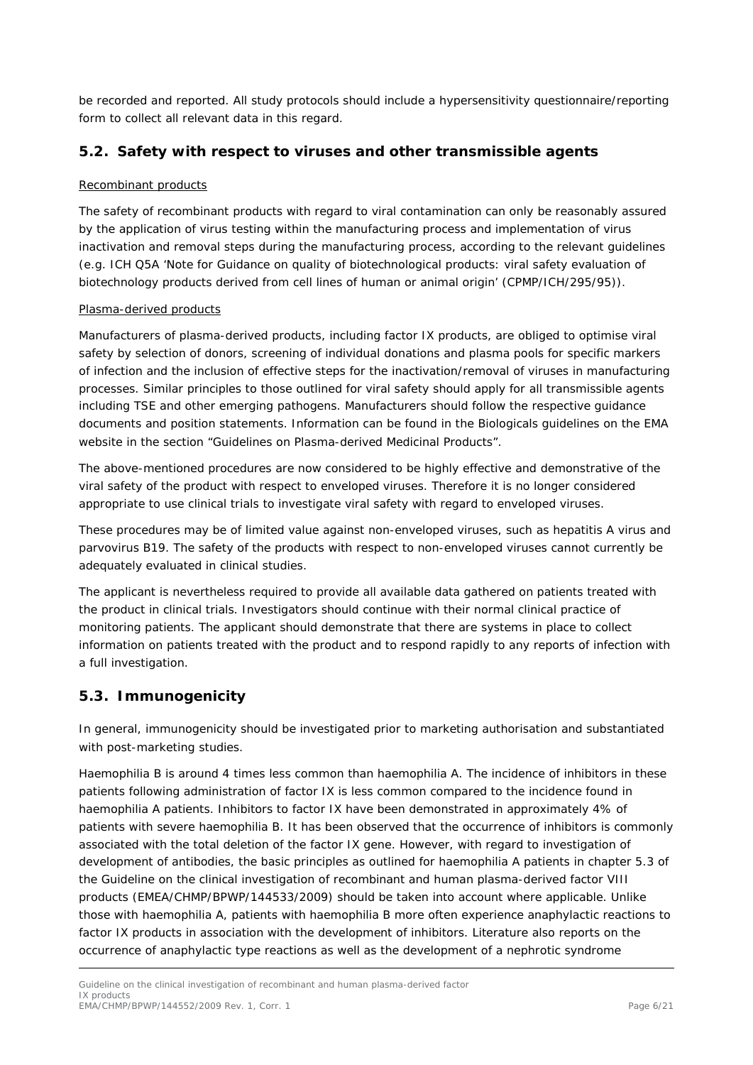be recorded and reported. All study protocols should include a hypersensitivity questionnaire/reporting form to collect all relevant data in this regard.

## 5.2. Safety with respect to viruses and other transmissible agents

Recombinant products

The safety of recombinant products with regard to viral contamination can only be reasonably assured by the application of virus testing within the manufacturing process and implementation of virus inactivation and removal steps during the manufacturing process, according to the relevant guidelines (e.g. ICH Q5A 'Note for Guidance on quality of biotechnological products: viral safety evaluation of biotechnology products derived from cell lines of human or animal origin' (CPMP/ICH/295/95)).

Plasma-derived products

Manufacturers of plasma-derived products, including factor IX products, are obliged to optimise viral safety by selection of donors, screening of individual donations and plasma pools for specific markers of infection and the inclusion of effective steps for the inactivation/removal of viruses in manufacturing processes. Similar principles to those outlined for viral safety should apply for all transmissible agents including TSE and other emerging pathogens. Manufacturers should follow the respective guidance documents and position statements. Information can be found in the Biologicals guidelines on the EMA website in the section "Guidelines on Plasma-derived Medicinal Products".

The above-mentioned procedures are now considered to be highly effective and demonstrative of the viral safety of the product with respect to enveloped viruses. Therefore it is no longer considered appropriate to use clinical trials to investigate viral safety with regard to enveloped viruses.

These procedures may be of limited value against non-enveloped viruses, such as hepatitis A virus and parvovirus B19. The safety of the products with respect to non-enveloped viruses cannot currently be adequately evaluated in clinical studies.

The applicant is nevertheless required to provide all available data gathered on patients treated with the product in clinical trials. Investigators should continue with their normal clinical practice of monitoring patients. The applicant should demonstrate that there are systems in place to collect information on patients treated with the product and to respond rapidly to any reports of infection with a full investigation.

## 5.3. Immunogenicity

In general, immunogenicity should be investigated prior to marketing authorisation and substantiated with post-marketing studies.

Haemophilia B is around 4 times less common than haemophilia A. The incidence of inhibitors in these patients following administration of factor IX is less common compared to the incidence found in haemophilia A patients. Inhibitors to factor IX have been demonstrated in approximately 4% of patients with severe haemophilia B. It has been observed that the occurrence of inhibitors is commonly associated with the total deletion of the factor IX gene. However, with regard to investigation of development of antibodies, the basic principles as outlined for haemophilia A patients in chapter 5.3 of the Guideline on the clinical investigation of recombinant and human plasma-derived factor VIII products (EMEA/CHMP/BPWP/144533/2009) should be taken into account where applicable. Unlike those with haemophilia A, patients with haemophilia B more often experience anaphylactic reactions to factor IX products in association with the development of inhibitors. Literature also reports on the occurrence of anaphylactic type reactions as well as the development of a nephrotic syndrome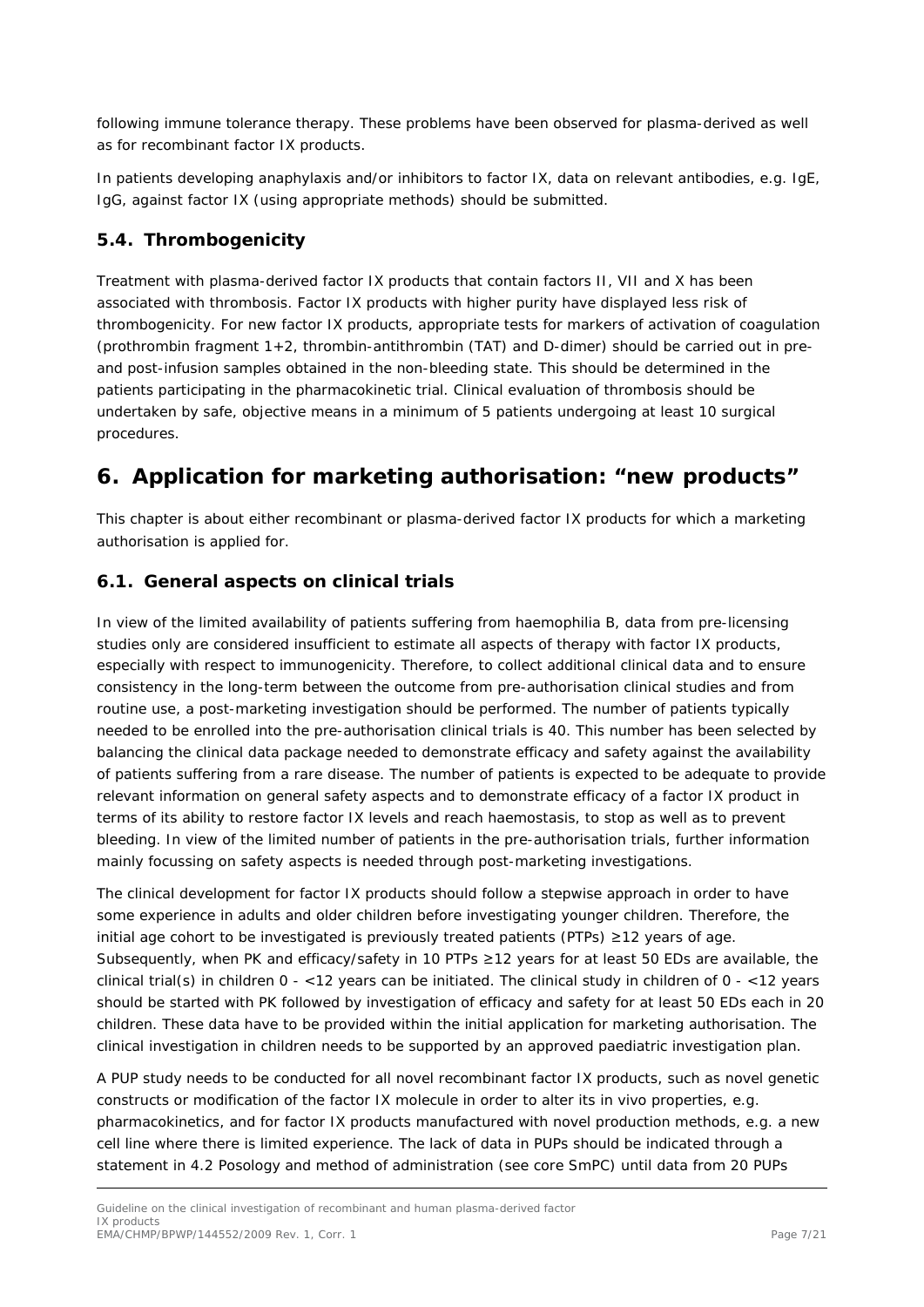following immune tolerance therapy. These problems have been observed for plasma-derived as well as for recombinant factor IX products.

In patients developing anaphylaxis and/or inhibitors to factor IX, data on relevant antibodies, e.g. IgE, IgG, against factor IX (using appropriate methods) should be submitted.

### 5.4. Thrombogenicity

Treatment with plasma-derived factor IX products that contain factors II, VII and X has been associated with thrombosis. Factor IX products with higher purity have displayed less risk of thrombogenicity. For new factor IX products, appropriate tests for markers of activation of coagulation (prothrombin fragment 1+2, thrombin-antithrombin (TAT) and D-dimer) should be carried out in pre- and post-infusion samples obtained in the non-bleeding state. This should be determined in the patients participating in the pharmacokinetic trial. Clinical evaluation of thrombosis should be undertaken by safe, objective means in a minimum of 5 patients undergoing at least 10 surgical procedures.

## 6. Application for marketing authorisation: "new products"

This chapter is about either recombinant or plasma-derived factor IX products for which a marketing authorisation is applied for.

### 6.1. General aspects on clinical trials

In view of the limited availability of patients suffering from haemophilia B, data from pre-licensing studies only are considered insufficient to estimate all aspects of therapy with factor IX products, especially with respect to immunogenicity. Therefore, to collect additional clinical data and to ensure consistency in the long-term between the outcome from pre-authorisation clinical studies and from routine use, a post-marketing investigation should be performed. The number of patients typically needed to be enrolled into the pre-authorisation clinical trials is 40. This number has been selected by balancing the clinical data package needed to demonstrate efficacy and safety against the availability of patients suffering from a rare disease. The number of patients is expected to be adequate to provide relevant information on general safety aspects and to demonstrate efficacy of a factor IX product in terms of its ability to restore factor IX levels and reach haemostasis, to stop as well as to prevent bleeding. In view of the limited number of patients in the pre-authorisation trials, further information mainly focussing on safety aspects is needed through post-marketing investigations.

The clinical development for factor IX products should follow a stepwise approach in order to have some experience in adults and older children before investigating younger children. Therefore, the initial age cohort to be investigated is previously treated patients (PTPs) ≥12 years of age. Subsequently, when PK and efficacy/safety in 10 PTPs ≥12 years for at least 50 EDs are available, the clinical trial(s) in children 0 - <12 years can be initiated. The clinical study in children of 0 - <12 years should be started with PK followed by investigation of efficacy and safety for at least 50 EDs each in 20 children. These data have to be provided within the initial application for marketing authorisation. The clinical investigation in children needs to be supported by an approved paediatric investigation plan.

A PUP study needs to be conducted for all novel recombinant factor IX products, such as novel genetic constructs or modification of the factor IX molecule in order to alter its in vivo properties, e.g. pharmacokinetics, and for factor IX products manufactured with novel production methods, e.g. a new cell line where there is limited experience. The lack of data in PUPs should be indicated through a statement in 4.2 Posology and method of administration (see core SmPC) until data from 20 PUPs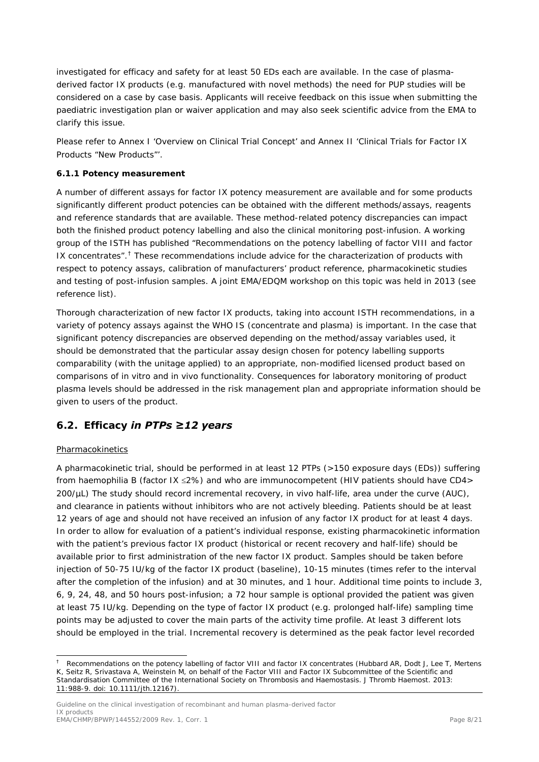investigated for efficacy and safety for at least 50 EDs each are available. In the case of plasma-derived factor IX products (e.g. manufactured with novel methods) the need for PUP studies will be considered on a case by case basis. Applicants will receive feedback on this issue when submitting the paediatric investigation plan or waiver application and may also seek scientific advice from the EMA to clarify this issue.

Please refer to Annex I 'Overview on Clinical Trial Concept' and Annex II 'Clinical Trials for Factor IX Products "New Products"'.

#### 6.1.1 Potency measurement

A number of different assays for factor IX potency measurement are available and for some products significantly different product potencies can be obtained with the different methods/assays, reagents and reference standards that are available. These method-related potency discrepancies can impact both the finished product potency labelling and also the clinical monitoring post-infusion. A working group of the ISTH has published "Recommendations on the potency labelling of factor VIII and factor IX concentrates".[†] These recommendations include advice for the characterization of products with respect to potency assays, calibration of manufacturers' product reference, pharmacokinetic studies and testing of post-infusion samples. A joint EMA/EDQM workshop on this topic was held in 2013 (see reference list).

Thorough characterization of new factor IX products, taking into account ISTH recommendations, in a variety of potency assays against the WHO IS (concentrate and plasma) is important. In the case that significant potency discrepancies are observed depending on the method/assay variables used, it should be demonstrated that the particular assay design chosen for potency labelling supports comparability (with the unitage applied) to an appropriate, non-modified licensed product based on comparisons of in vitro and in vivo functionality. Consequences for laboratory monitoring of product plasma levels should be addressed in the risk management plan and appropriate information should be given to users of the product.

## 6.2. Efficacy *in PTPs ≥12 years*

Pharmacokinetics

A pharmacokinetic trial, should be performed in at least 12 PTPs (>150 exposure days (EDs)) suffering from haemophilia B (factor IX ≤2%) and who are immunocompetent (HIV patients should have CD4> 200/µL) The study should record incremental recovery, in vivo half-life, area under the curve (AUC), and clearance in patients without inhibitors who are not actively bleeding. Patients should be at least 12 years of age and should not have received an infusion of any factor IX product for at least 4 days. In order to allow for evaluation of a patient's individual response, existing pharmacokinetic information with the patient's previous factor IX product (historical or recent recovery and half-life) should be available prior to first administration of the new factor IX product. Samples should be taken before injection of 50-75 IU/kg of the factor IX product (baseline), 10-15 minutes (times refer to the interval after the completion of the infusion) and at 30 minutes, and 1 hour. Additional time points to include 3, 6, 9, 24, 48, and 50 hours post-infusion; a 72 hour sample is optional provided the patient was given at least 75 IU/kg. Depending on the type of factor IX product (e.g. prolonged half-life) sampling time points may be adjusted to cover the main parts of the activity time profile. At least 3 different lots should be employed in the trial. Incremental recovery is determined as the peak factor level recorded

[†] Recommendations on the potency labelling of factor VIII and factor IX concentrates (Hubbard AR, Dodt J, Lee T, Mertens K, Seitz R, Srivastava A, Weinstein M, on behalf of the Factor VIII and Factor IX Subcommittee of the Scientific and Standardisation Committee of the International Society on Thrombosis and Haemostasis. J Thromb Haemost. 2013: 11:988-9. doi: 10.1111/jth.12167).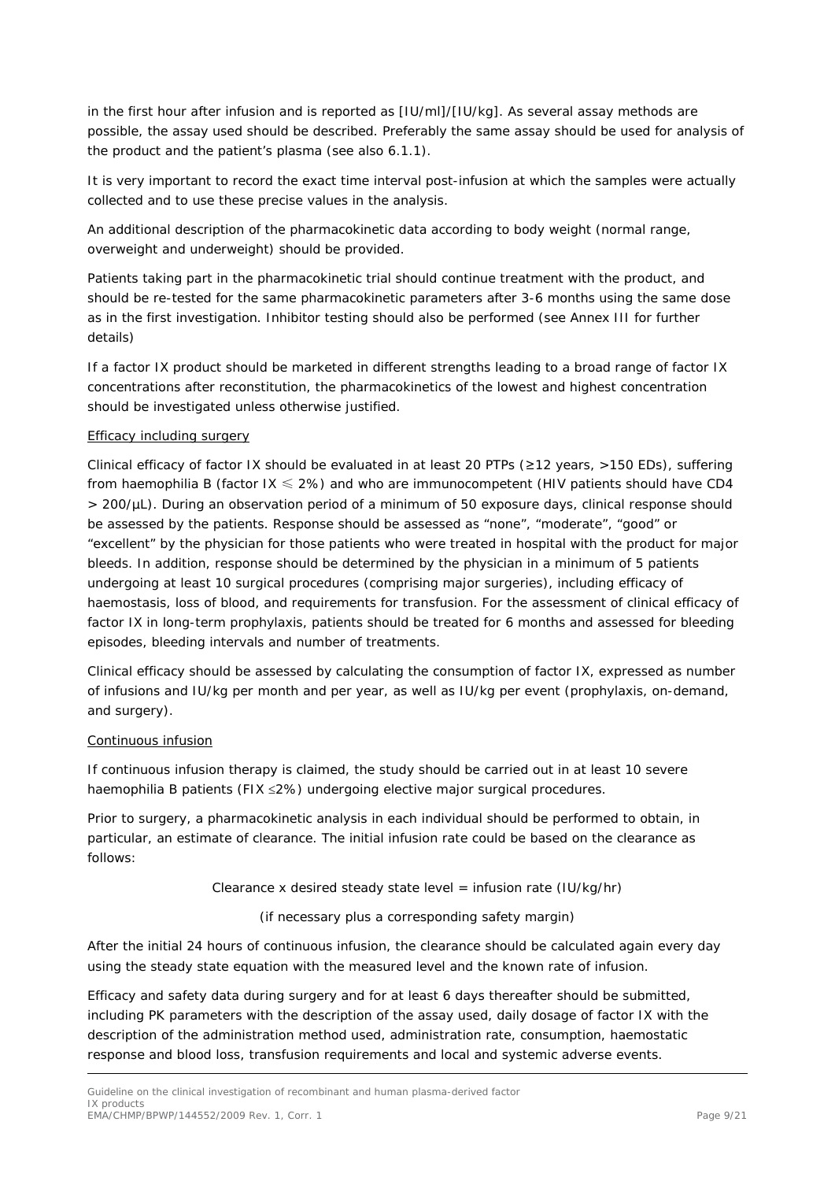in the first hour after infusion and is reported as [IU/ml]/[IU/kg]. As several assay methods are possible, the assay used should be described. Preferably the same assay should be used for analysis of the product and the patient's plasma (see also 6.1.1).

It is very important to record the exact time interval post-infusion at which the samples were actually collected and to use these precise values in the analysis.

An additional description of the pharmacokinetic data according to body weight (normal range, overweight and underweight) should be provided.

Patients taking part in the pharmacokinetic trial should continue treatment with the product, and should be re-tested for the same pharmacokinetic parameters after 3-6 months using the same dose as in the first investigation. Inhibitor testing should also be performed (see Annex III for further details)

If a factor IX product should be marketed in different strengths leading to a broad range of factor IX concentrations after reconstitution, the pharmacokinetics of the lowest and highest concentration should be investigated unless otherwise justified.

Efficacy including surgery

Clinical efficacy of factor IX should be evaluated in at least 20 PTPs (≥12 years, >150 EDs), suffering from haemophilia B (factor IX ⩽ 2%) and who are immunocompetent (HIV patients should have CD4 > 200/µL). During an observation period of a minimum of 50 exposure days, clinical response should be assessed by the patients. Response should be assessed as "none", "moderate", "good" or "excellent" by the physician for those patients who were treated in hospital with the product for major bleeds. In addition, response should be determined by the physician in a minimum of 5 patients undergoing at least 10 surgical procedures (comprising major surgeries), including efficacy of haemostasis, loss of blood, and requirements for transfusion. For the assessment of clinical efficacy of factor IX in long-term prophylaxis, patients should be treated for 6 months and assessed for bleeding episodes, bleeding intervals and number of treatments.

Clinical efficacy should be assessed by calculating the consumption of factor IX, expressed as number of infusions and IU/kg per month and per year, as well as IU/kg per event (prophylaxis, on-demand, and surgery).

Continuous infusion

If continuous infusion therapy is claimed, the study should be carried out in at least 10 severe haemophilia B patients (FIX ≤2%) undergoing elective major surgical procedures.

Prior to surgery, a pharmacokinetic analysis in each individual should be performed to obtain, in particular, an estimate of clearance. The initial infusion rate could be based on the clearance as follows:

Clearance x desired steady state level = infusion rate (IU/kg/hr)

(if necessary plus a corresponding safety margin)

After the initial 24 hours of continuous infusion, the clearance should be calculated again every day using the steady state equation with the measured level and the known rate of infusion.

Efficacy and safety data during surgery and for at least 6 days thereafter should be submitted, including PK parameters with the description of the assay used, daily dosage of factor IX with the description of the administration method used, administration rate, consumption, haemostatic response and blood loss, transfusion requirements and local and systemic adverse events.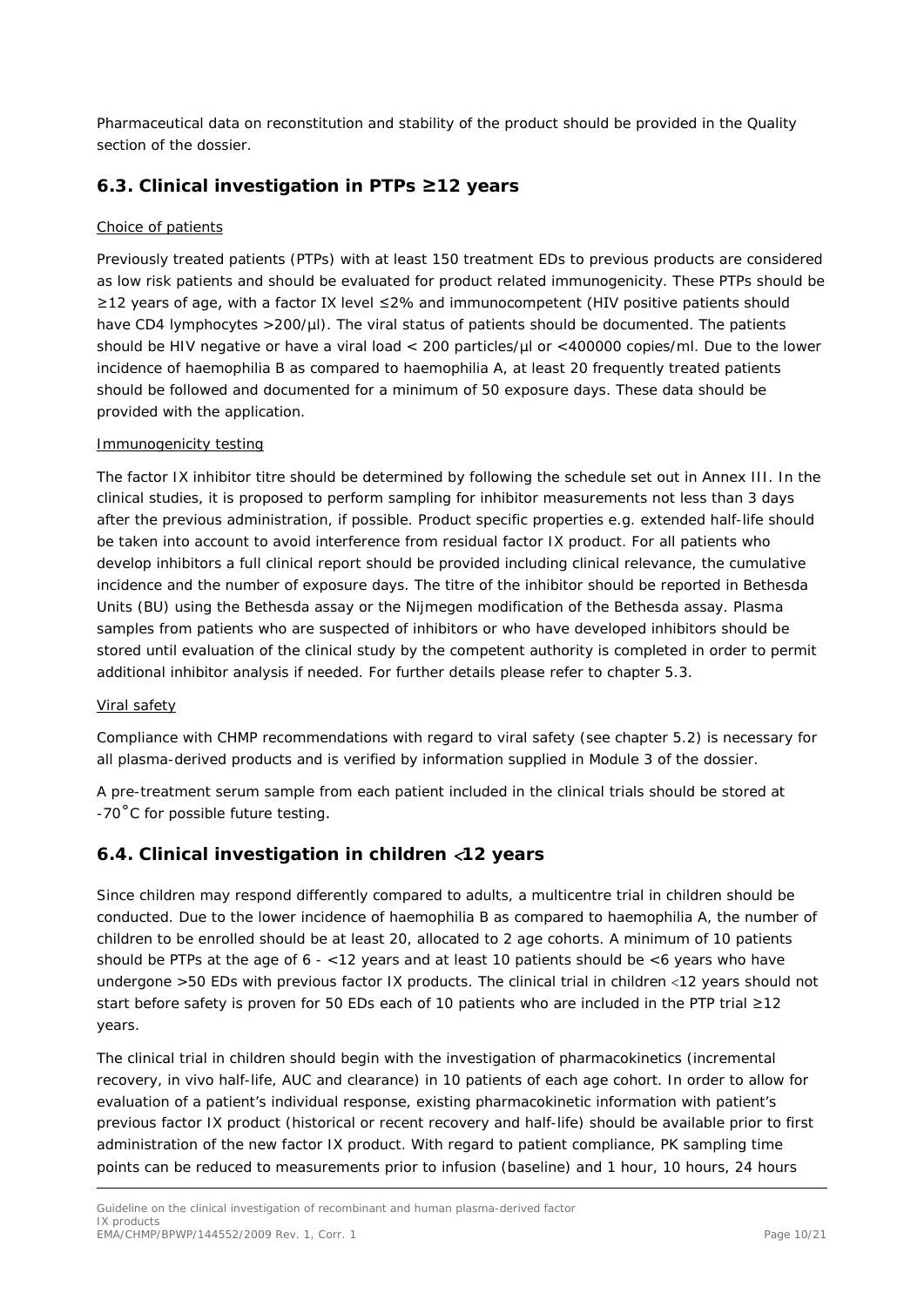Pharmaceutical data on reconstitution and stability of the product should be provided in the Quality section of the dossier.

## 6.3. Clinical investigation in PTPs ≥12 years

Choice of patients

Previously treated patients (PTPs) with at least 150 treatment EDs to previous products are considered as low risk patients and should be evaluated for product related immunogenicity. These PTPs should be ≥12 years of age, with a factor IX level ≤2% and immunocompetent (HIV positive patients should have CD4 lymphocytes >200/µl). The viral status of patients should be documented. The patients should be HIV negative or have a viral load < 200 particles/µl or <400000 copies/ml. Due to the lower incidence of haemophilia B as compared to haemophilia A, at least 20 frequently treated patients should be followed and documented for a minimum of 50 exposure days. These data should be provided with the application.

Immunogenicity testing

The factor IX inhibitor titre should be determined by following the schedule set out in Annex III. In the clinical studies, it is proposed to perform sampling for inhibitor measurements not less than 3 days after the previous administration, if possible. Product specific properties e.g. extended half-life should be taken into account to avoid interference from residual factor IX product. For all patients who develop inhibitors a full clinical report should be provided including clinical relevance, the cumulative incidence and the number of exposure days. The titre of the inhibitor should be reported in Bethesda Units (BU) using the Bethesda assay or the Nijmegen modification of the Bethesda assay. Plasma samples from patients who are suspected of inhibitors or who have developed inhibitors should be stored until evaluation of the clinical study by the competent authority is completed in order to permit additional inhibitor analysis if needed. For further details please refer to chapter 5.3.

Viral safety

Compliance with CHMP recommendations with regard to viral safety (see chapter 5.2) is necessary for all plasma-derived products and is verified by information supplied in Module 3 of the dossier.

A pre-treatment serum sample from each patient included in the clinical trials should be stored at -70˚C for possible future testing.

## 6.4. Clinical investigation in children <12 years

Since children may respond differently compared to adults, a multicentre trial in children should be conducted. Due to the lower incidence of haemophilia B as compared to haemophilia A, the number of children to be enrolled should be at least 20, allocated to 2 age cohorts. A minimum of 10 patients should be PTPs at the age of 6 - <12 years and at least 10 patients should be <6 years who have undergone >50 EDs with previous factor IX products. The clinical trial in children <12 years should not start before safety is proven for 50 EDs each of 10 patients who are included in the PTP trial ≥12 years.

The clinical trial in children should begin with the investigation of pharmacokinetics (incremental recovery, in vivo half-life, AUC and clearance) in 10 patients of each age cohort. In order to allow for evaluation of a patient's individual response, existing pharmacokinetic information with patient's previous factor IX product (historical or recent recovery and half-life) should be available prior to first administration of the new factor IX product. With regard to patient compliance, PK sampling time points can be reduced to measurements prior to infusion (baseline) and 1 hour, 10 hours, 24 hours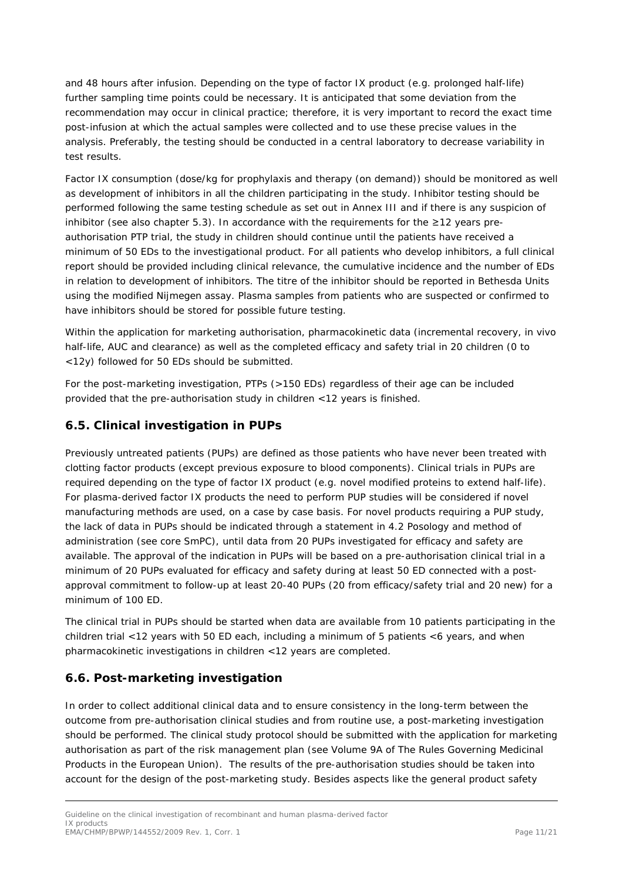and 48 hours after infusion. Depending on the type of factor IX product (e.g. prolonged half-life) further sampling time points could be necessary. It is anticipated that some deviation from the recommendation may occur in clinical practice; therefore, it is very important to record the exact time post-infusion at which the actual samples were collected and to use these precise values in the analysis. Preferably, the testing should be conducted in a central laboratory to decrease variability in test results.

Factor IX consumption (dose/kg for prophylaxis and therapy (on demand)) should be monitored as well as development of inhibitors in all the children participating in the study. Inhibitor testing should be performed following the same testing schedule as set out in Annex III and if there is any suspicion of inhibitor (see also chapter 5.3). In accordance with the requirements for the ≥12 years pre-authorisation PTP trial, the study in children should continue until the patients have received a minimum of 50 EDs to the investigational product. For all patients who develop inhibitors, a full clinical report should be provided including clinical relevance, the cumulative incidence and the number of EDs in relation to development of inhibitors. The titre of the inhibitor should be reported in Bethesda Units using the modified Nijmegen assay. Plasma samples from patients who are suspected or confirmed to have inhibitors should be stored for possible future testing.

Within the application for marketing authorisation, pharmacokinetic data (incremental recovery, in vivo half-life, AUC and clearance) as well as the completed efficacy and safety trial in 20 children (0 to <12y) followed for 50 EDs should be submitted.

For the post-marketing investigation, PTPs (>150 EDs) regardless of their age can be included provided that the pre-authorisation study in children <12 years is finished.

## 6.5. Clinical investigation in PUPs

Previously untreated patients (PUPs) are defined as those patients who have never been treated with clotting factor products (except previous exposure to blood components). Clinical trials in PUPs are required depending on the type of factor IX product (e.g. novel modified proteins to extend half-life). For plasma-derived factor IX products the need to perform PUP studies will be considered if novel manufacturing methods are used, on a case by case basis. For novel products requiring a PUP study, the lack of data in PUPs should be indicated through a statement in 4.2 Posology and method of administration (see core SmPC), until data from 20 PUPs investigated for efficacy and safety are available. The approval of the indication in PUPs will be based on a pre-authorisation clinical trial in a minimum of 20 PUPs evaluated for efficacy and safety during at least 50 ED connected with a post-approval commitment to follow-up at least 20-40 PUPs (20 from efficacy/safety trial and 20 new) for a minimum of 100 ED.

The clinical trial in PUPs should be started when data are available from 10 patients participating in the children trial <12 years with 50 ED each, including a minimum of 5 patients <6 years, and when pharmacokinetic investigations in children <12 years are completed.

## 6.6. Post-marketing investigation

In order to collect additional clinical data and to ensure consistency in the long-term between the outcome from pre-authorisation clinical studies and from routine use, a post-marketing investigation should be performed. The clinical study protocol should be submitted with the application for marketing authorisation as part of the risk management plan (see Volume 9A of The Rules Governing Medicinal Products in the European Union). The results of the pre-authorisation studies should be taken into account for the design of the post-marketing study. Besides aspects like the general product safety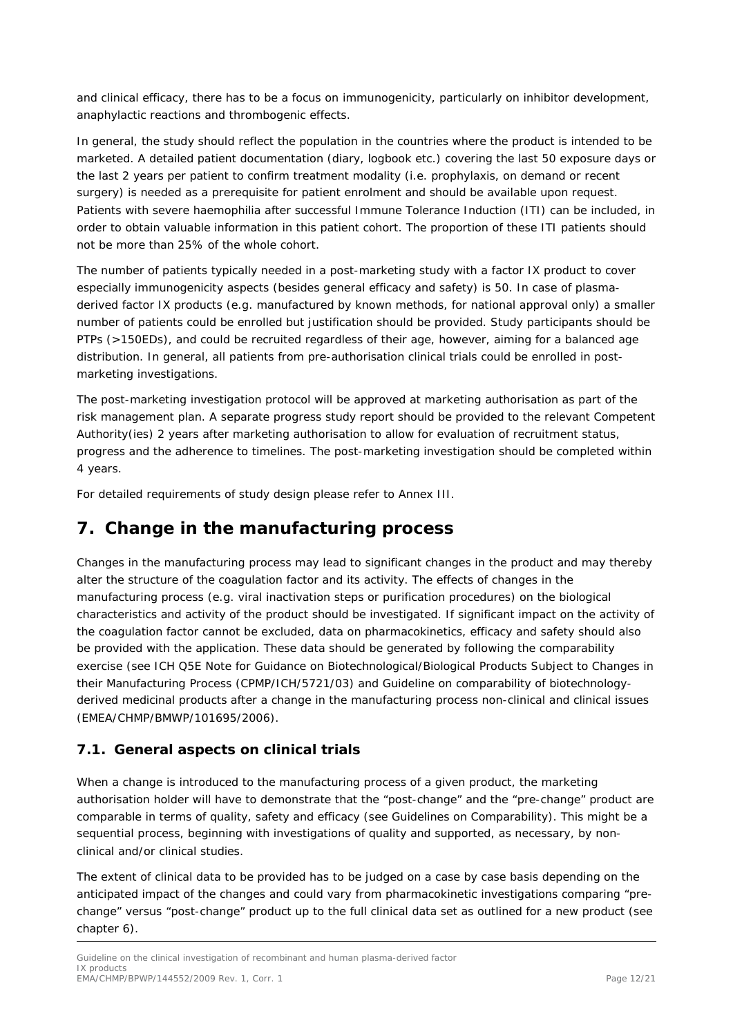and clinical efficacy, there has to be a focus on immunogenicity, particularly on inhibitor development, anaphylactic reactions and thrombogenic effects.

In general, the study should reflect the population in the countries where the product is intended to be marketed. A detailed patient documentation (diary, logbook etc.) covering the last 50 exposure days or the last 2 years per patient to confirm treatment modality (i.e. prophylaxis, on demand or recent surgery) is needed as a prerequisite for patient enrolment and should be available upon request. Patients with severe haemophilia after successful Immune Tolerance Induction (ITI) can be included, in order to obtain valuable information in this patient cohort. The proportion of these ITI patients should not be more than 25% of the whole cohort.

The number of patients typically needed in a post-marketing study with a factor IX product to cover especially immunogenicity aspects (besides general efficacy and safety) is 50. In case of plasma-derived factor IX products (e.g. manufactured by known methods, for national approval only) a smaller number of patients could be enrolled but justification should be provided. Study participants should be PTPs (>150EDs), and could be recruited regardless of their age, however, aiming for a balanced age distribution. In general, all patients from pre-authorisation clinical trials could be enrolled in post-marketing investigations.

The post-marketing investigation protocol will be approved at marketing authorisation as part of the risk management plan. A separate progress study report should be provided to the relevant Competent Authority(ies) 2 years after marketing authorisation to allow for evaluation of recruitment status, progress and the adherence to timelines. The post-marketing investigation should be completed within 4 years.

For detailed requirements of study design please refer to Annex III.

# 7. Change in the manufacturing process

Changes in the manufacturing process may lead to significant changes in the product and may thereby alter the structure of the coagulation factor and its activity. The effects of changes in the manufacturing process (e.g. viral inactivation steps or purification procedures) on the biological characteristics and activity of the product should be investigated. If significant impact on the activity of the coagulation factor cannot be excluded, data on pharmacokinetics, efficacy and safety should also be provided with the application. These data should be generated by following the comparability exercise (see ICH Q5E Note for Guidance on Biotechnological/Biological Products Subject to Changes in their Manufacturing Process (CPMP/ICH/5721/03) and Guideline on comparability of biotechnology-derived medicinal products after a change in the manufacturing process non-clinical and clinical issues (EMEA/CHMP/BMWP/101695/2006).

## 7.1. General aspects on clinical trials

When a change is introduced to the manufacturing process of a given product, the marketing authorisation holder will have to demonstrate that the "post-change" and the "pre-change" product are comparable in terms of quality, safety and efficacy (see Guidelines on Comparability). This might be a sequential process, beginning with investigations of quality and supported, as necessary, by non-clinical and/or clinical studies.

The extent of clinical data to be provided has to be judged on a case by case basis depending on the anticipated impact of the changes and could vary from pharmacokinetic investigations comparing "pre-change" versus "post-change" product up to the full clinical data set as outlined for a new product (see chapter 6).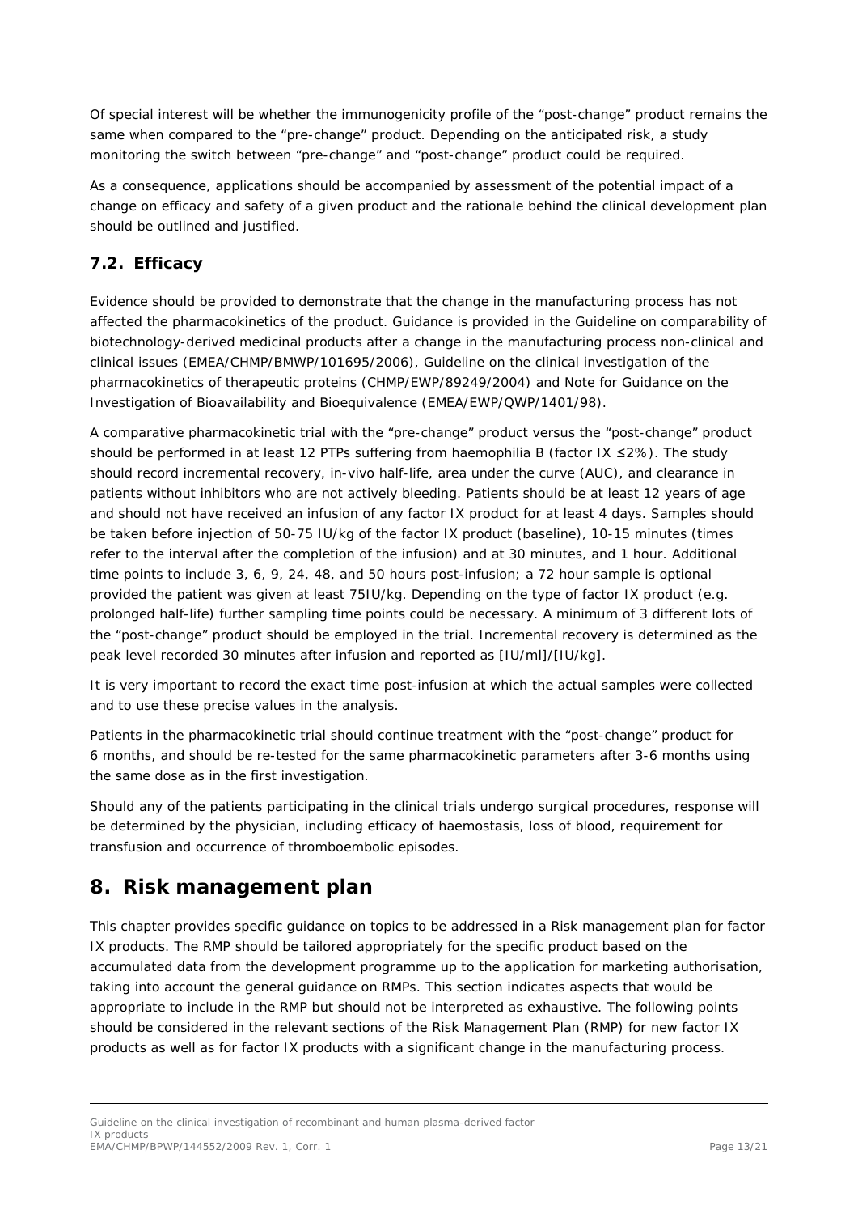Of special interest will be whether the immunogenicity profile of the “post-change” product remains the same when compared to the “pre-change” product. Depending on the anticipated risk, a study monitoring the switch between “pre-change” and “post-change” product could be required.

As a consequence, applications should be accompanied by assessment of the potential impact of a change on efficacy and safety of a given product and the rationale behind the clinical development plan should be outlined and justified.

## 7.2. Efficacy

Evidence should be provided to demonstrate that the change in the manufacturing process has not affected the pharmacokinetics of the product. Guidance is provided in the Guideline on comparability of biotechnology-derived medicinal products after a change in the manufacturing process non-clinical and clinical issues (EMEA/CHMP/BMWP/101695/2006), Guideline on the clinical investigation of the pharmacokinetics of therapeutic proteins (CHMP/EWP/89249/2004) and Note for Guidance on the Investigation of Bioavailability and Bioequivalence (EMEA/EWP/QWP/1401/98).

A comparative pharmacokinetic trial with the “pre-change” product versus the “post-change” product should be performed in at least 12 PTPs suffering from haemophilia B (factor IX ≤2%). The study should record incremental recovery, in-vivo half-life, area under the curve (AUC), and clearance in patients without inhibitors who are not actively bleeding. Patients should be at least 12 years of age and should not have received an infusion of any factor IX product for at least 4 days. Samples should be taken before injection of 50-75 IU/kg of the factor IX product (baseline), 10-15 minutes (times refer to the interval after the completion of the infusion) and at 30 minutes, and 1 hour. Additional time points to include 3, 6, 9, 24, 48, and 50 hours post-infusion; a 72 hour sample is optional provided the patient was given at least 75IU/kg. Depending on the type of factor IX product (e.g. prolonged half-life) further sampling time points could be necessary. A minimum of 3 different lots of the “post-change” product should be employed in the trial. Incremental recovery is determined as the peak level recorded 30 minutes after infusion and reported as [IU/ml]/[IU/kg].

It is very important to record the exact time post-infusion at which the actual samples were collected and to use these precise values in the analysis.

Patients in the pharmacokinetic trial should continue treatment with the “post-change” product for 6 months, and should be re-tested for the same pharmacokinetic parameters after 3-6 months using the same dose as in the first investigation.

Should any of the patients participating in the clinical trials undergo surgical procedures, response will be determined by the physician, including efficacy of haemostasis, loss of blood, requirement for transfusion and occurrence of thromboembolic episodes.

# 8. Risk management plan

This chapter provides specific guidance on topics to be addressed in a Risk management plan for factor IX products. The RMP should be tailored appropriately for the specific product based on the accumulated data from the development programme up to the application for marketing authorisation, taking into account the general guidance on RMPs. This section indicates aspects that would be appropriate to include in the RMP but should not be interpreted as exhaustive. The following points should be considered in the relevant sections of the Risk Management Plan (RMP) for new factor IX products as well as for factor IX products with a significant change in the manufacturing process.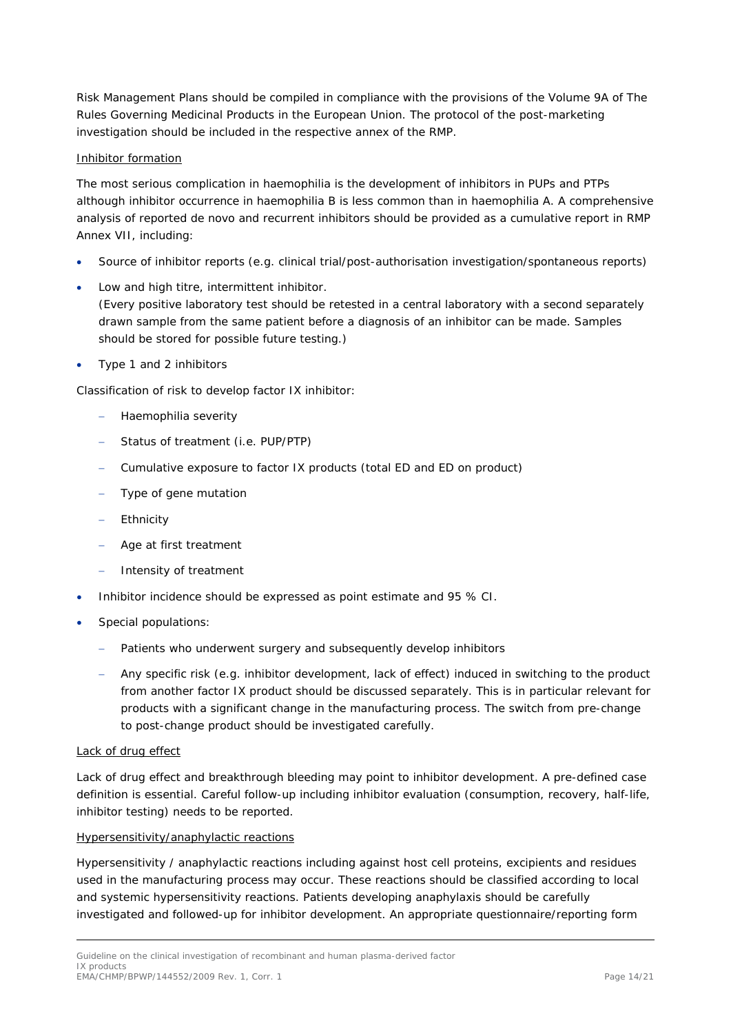Risk Management Plans should be compiled in compliance with the provisions of the Volume 9A of The Rules Governing Medicinal Products in the European Union. The protocol of the post-marketing investigation should be included in the respective annex of the RMP.

Inhibitor formation

The most serious complication in haemophilia is the development of inhibitors in PUPs and PTPs although inhibitor occurrence in haemophilia B is less common than in haemophilia A. A comprehensive analysis of reported de novo and recurrent inhibitors should be provided as a cumulative report in RMP Annex VII, including:

- Source of inhibitor reports (e.g. clinical trial/post-authorisation investigation/spontaneous reports)
- Low and high titre, intermittent inhibitor.
  (Every positive laboratory test should be retested in a central laboratory with a second separately drawn sample from the same patient before a diagnosis of an inhibitor can be made. Samples should be stored for possible future testing.)
- Type 1 and 2 inhibitors

Classification of risk to develop factor IX inhibitor:

- Haemophilia severity
- Status of treatment (i.e. PUP/PTP)
- Cumulative exposure to factor IX products (total ED and ED on product)
- Type of gene mutation
- Ethnicity
- Age at first treatment
- Intensity of treatment

- Inhibitor incidence should be expressed as point estimate and 95 % CI.
- Special populations:
  - Patients who underwent surgery and subsequently develop inhibitors
  - Any specific risk (e.g. inhibitor development, lack of effect) induced in switching to the product from another factor IX product should be discussed separately. This is in particular relevant for products with a significant change in the manufacturing process. The switch from pre-change to post-change product should be investigated carefully.

Lack of drug effect

Lack of drug effect and breakthrough bleeding may point to inhibitor development. A pre-defined case definition is essential. Careful follow-up including inhibitor evaluation (consumption, recovery, half-life, inhibitor testing) needs to be reported.

Hypersensitivity/anaphylactic reactions

Hypersensitivity / anaphylactic reactions including against host cell proteins, excipients and residues used in the manufacturing process may occur. These reactions should be classified according to local and systemic hypersensitivity reactions. Patients developing anaphylaxis should be carefully investigated and followed-up for inhibitor development. An appropriate questionnaire/reporting form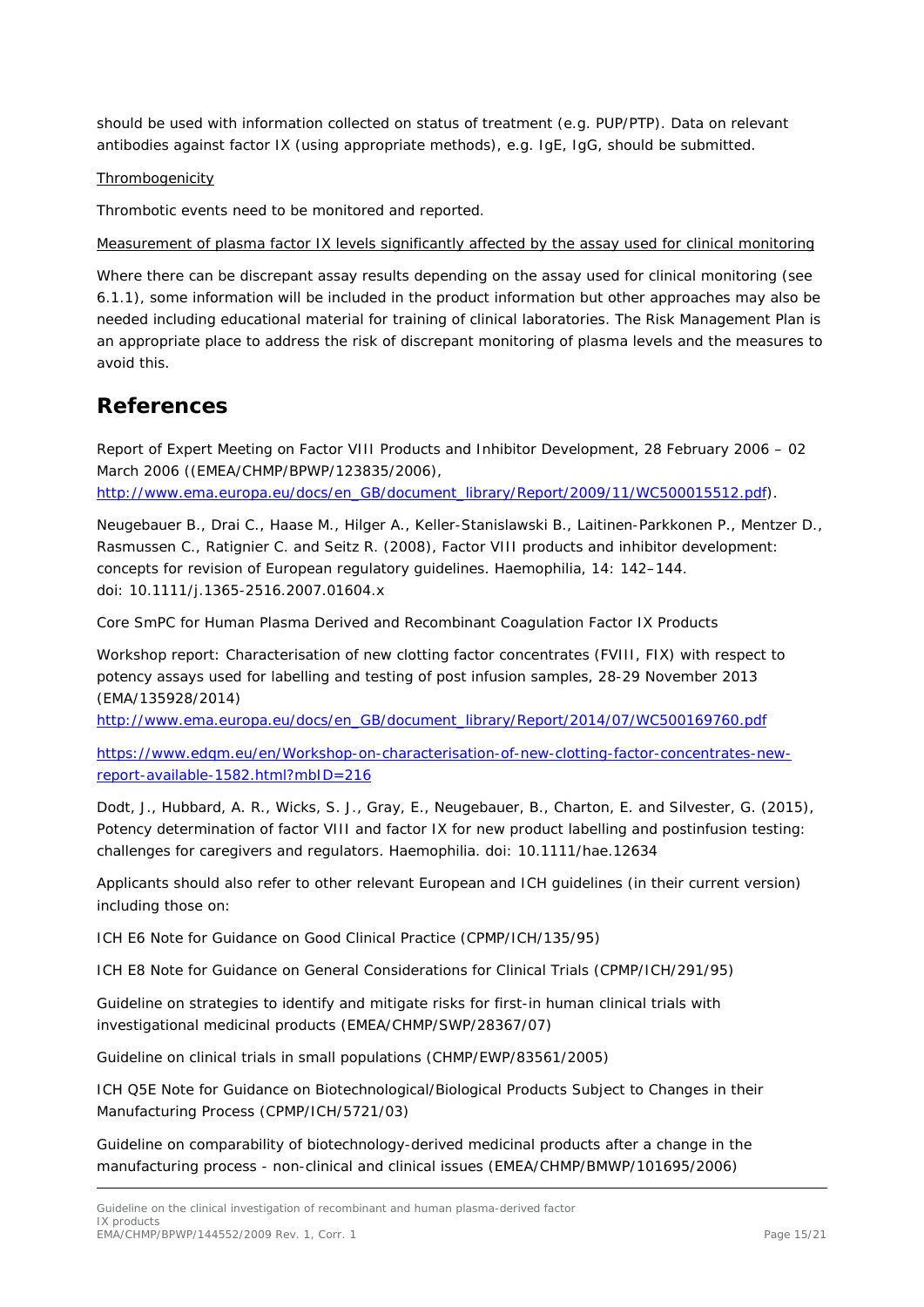should be used with information collected on status of treatment (e.g. PUP/PTP). Data on relevant antibodies against factor IX (using appropriate methods), e.g. IgE, IgG, should be submitted.

Thrombogenicity

Thrombotic events need to be monitored and reported.

Measurement of plasma factor IX levels significantly affected by the assay used for clinical monitoring

Where there can be discrepant assay results depending on the assay used for clinical monitoring (see 6.1.1), some information will be included in the product information but other approaches may also be needed including educational material for training of clinical laboratories. The Risk Management Plan is an appropriate place to address the risk of discrepant monitoring of plasma levels and the measures to avoid this.

## References

Report of Expert Meeting on Factor VIII Products and Inhibitor Development, 28 February 2006 – 02 March 2006 ((EMEA/CHMP/BPWP/123835/2006), http://www.ema.europa.eu/docs/en_GB/document_library/Report/2009/11/WC500015512.pdf).

Neugebauer B., Drai C., Haase M., Hilger A., Keller-Stanislawski B., Laitinen-Parkkonen P., Mentzer D., Rasmussen C., Ratignier C. and Seitz R. (2008), Factor VIII products and inhibitor development: concepts for revision of European regulatory guidelines. Haemophilia, 14: 142–144. doi: 10.1111/j.1365-2516.2007.01604.x

Core SmPC for Human Plasma Derived and Recombinant Coagulation Factor IX Products

Workshop report: Characterisation of new clotting factor concentrates (FVIII, FIX) with respect to potency assays used for labelling and testing of post infusion samples, 28-29 November 2013 (EMA/135928/2014) http://www.ema.europa.eu/docs/en_GB/document_library/Report/2014/07/WC500169760.pdf

https://www.edqm.eu/en/Workshop-on-characterisation-of-new-clotting-factor-concentrates-new-report-available-1582.html?mbID=216

Dodt, J., Hubbard, A. R., Wicks, S. J., Gray, E., Neugebauer, B., Charton, E. and Silvester, G. (2015), Potency determination of factor VIII and factor IX for new product labelling and postinfusion testing: challenges for caregivers and regulators. Haemophilia. doi: 10.1111/hae.12634

Applicants should also refer to other relevant European and ICH guidelines (in their current version) including those on:

ICH E6 Note for Guidance on Good Clinical Practice (CPMP/ICH/135/95)

ICH E8 Note for Guidance on General Considerations for Clinical Trials (CPMP/ICH/291/95)

Guideline on strategies to identify and mitigate risks for first-in human clinical trials with investigational medicinal products (EMEA/CHMP/SWP/28367/07)

Guideline on clinical trials in small populations (CHMP/EWP/83561/2005)

ICH Q5E Note for Guidance on Biotechnological/Biological Products Subject to Changes in their Manufacturing Process (CPMP/ICH/5721/03)

Guideline on comparability of biotechnology-derived medicinal products after a change in the manufacturing process - non-clinical and clinical issues (EMEA/CHMP/BMWP/101695/2006)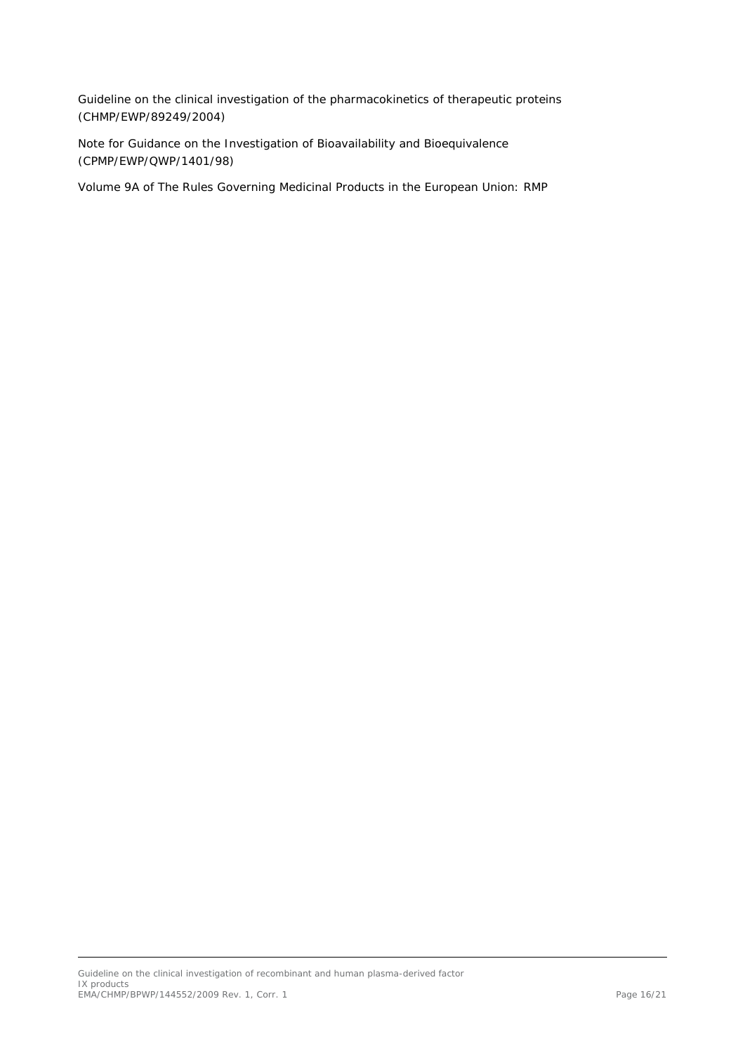Guideline on the clinical investigation of the pharmacokinetics of therapeutic proteins (CHMP/EWP/89249/2004)

Note for Guidance on the Investigation of Bioavailability and Bioequivalence (CPMP/EWP/QWP/1401/98)

Volume 9A of The Rules Governing Medicinal Products in the European Union: RMP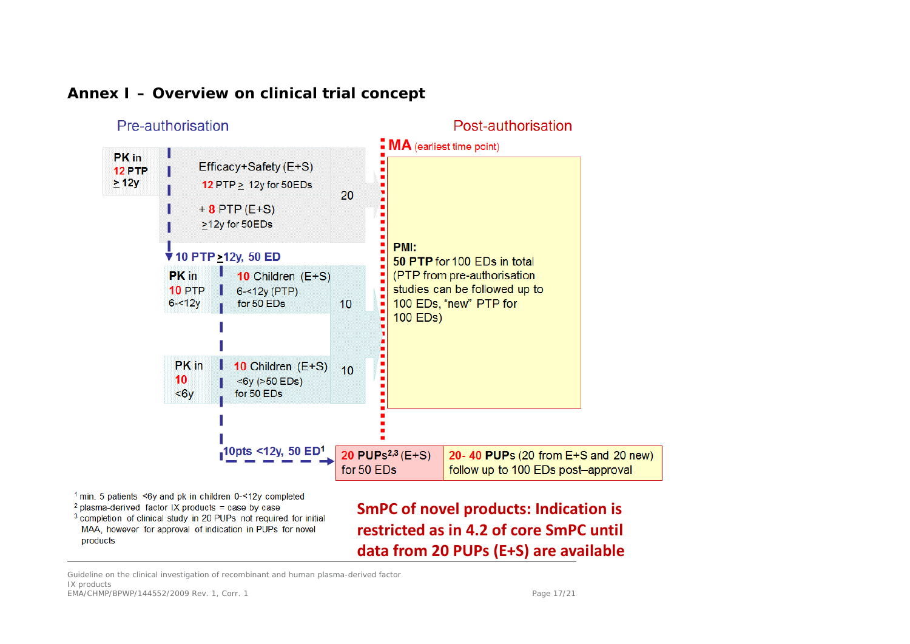## Annex I – Overview on clinical trial concept

Pre-authorisation

Post-authorisation

MA (earliest time point)

PK in 12 PTP ≥ 12y

Efficacy+Safety (E+S)

12 PTP ≥ 12y for 50EDs

+ 8 PTP (E+S)

≥12y for 50EDs

20

10 PTP ≥12y, 50 ED

PK in 10 PTP 6-<12y

10 Children (E+S)

6-<12y (PTP)

for 50 EDs

10

PK in 10 <6y

10 Children (E+S)

<6y (>50 EDs)

for 50 EDs

10

10pts <12y, 50 ED[1]

PMI:

50 PTP for 100 EDs in total (PTP from pre-authorisation studies can be followed up to 100 EDs, "new" PTP for 100 EDs)

20 PUPs[2,3] (E+S) for 50 EDs

20- 40 PUPs (20 from E+S and 20 new) follow up to 100 EDs post–approval

[1] min. 5 patients <6y and pk in children 0-<12y completed

[2] plasma-derived factor IX products = case by case

[3] completion of clinical study in 20 PUPs not required for initial MAA, however for approval of indication in PUPs for novel products

**SmPC of novel products: Indication is restricted as in 4.2 of core SmPC until data from 20 PUPs (E+S) are available**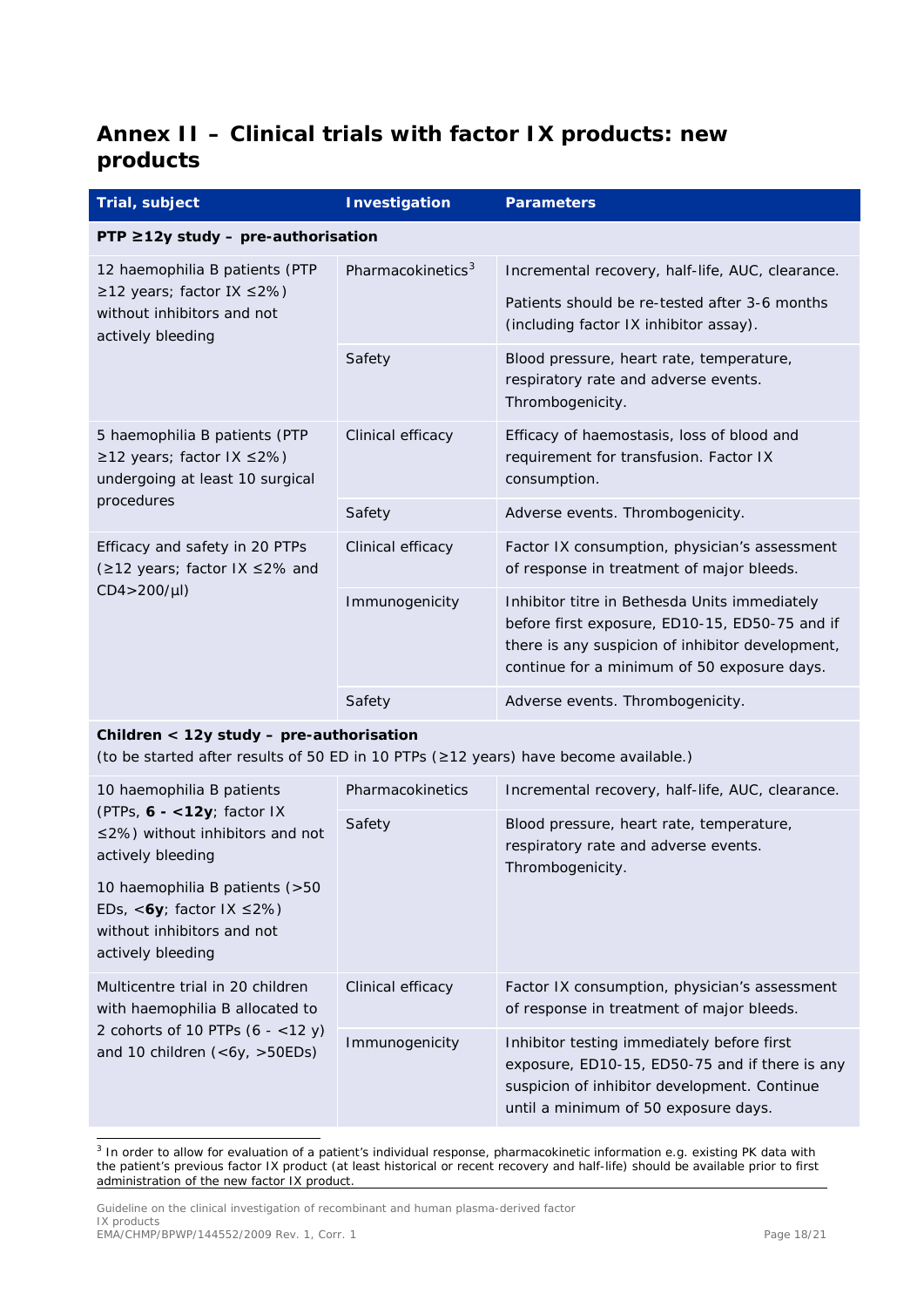# Annex II – Clinical trials with factor IX products: new products

| Trial, subject | Investigation | Parameters |
|---|---|---|
| **PTP ≥12y study – pre-authorisation** | | |
| 12 haemophilia B patients (PTP ≥12 years; factor IX ≤2%) without inhibitors and not actively bleeding | Pharmacokinetics[3] | Incremental recovery, half-life, AUC, clearance.<br><br>Patients should be re-tested after 3-6 months (including factor IX inhibitor assay). |
| | Safety | Blood pressure, heart rate, temperature, respiratory rate and adverse events. Thrombogenicity. |
| 5 haemophilia B patients (PTP ≥12 years; factor IX ≤2%) undergoing at least 10 surgical procedures | Clinical efficacy | Efficacy of haemostasis, loss of blood and requirement for transfusion. Factor IX consumption. |
| | Safety | Adverse events. Thrombogenicity. |
| Efficacy and safety in 20 PTPs (≥12 years; factor IX ≤2% and CD4>200/µl) | Clinical efficacy | Factor IX consumption, physician's assessment of response in treatment of major bleeds. |
| | Immunogenicity | Inhibitor titre in Bethesda Units immediately before first exposure, ED10-15, ED50-75 and if there is any suspicion of inhibitor development, continue for a minimum of 50 exposure days. |
| | Safety | Adverse events. Thrombogenicity. |
| **Children < 12y study – pre-authorisation**<br>(to be started after results of 50 ED in 10 PTPs (≥12 years) have become available.) | | |
| 10 haemophilia B patients (PTPs, **6 - <12y**; factor IX ≤2%) without inhibitors and not actively bleeding<br><br>10 haemophilia B patients (>50 EDs, <**6y**; factor IX ≤2%) without inhibitors and not actively bleeding | Pharmacokinetics | Incremental recovery, half-life, AUC, clearance. |
| | Safety | Blood pressure, heart rate, temperature, respiratory rate and adverse events. Thrombogenicity. |
| Multicentre trial in 20 children with haemophilia B allocated to 2 cohorts of 10 PTPs (6 - <12 y) and 10 children (<6y, >50EDs) | Clinical efficacy | Factor IX consumption, physician's assessment of response in treatment of major bleeds. |
| | Immunogenicity | Inhibitor testing immediately before first exposure, ED10-15, ED50-75 and if there is any suspicion of inhibitor development. Continue until a minimum of 50 exposure days. |

[3] In order to allow for evaluation of a patient's individual response, pharmacokinetic information e.g. existing PK data with the patient's previous factor IX product (at least historical or recent recovery and half-life) should be available prior to first administration of the new factor IX product.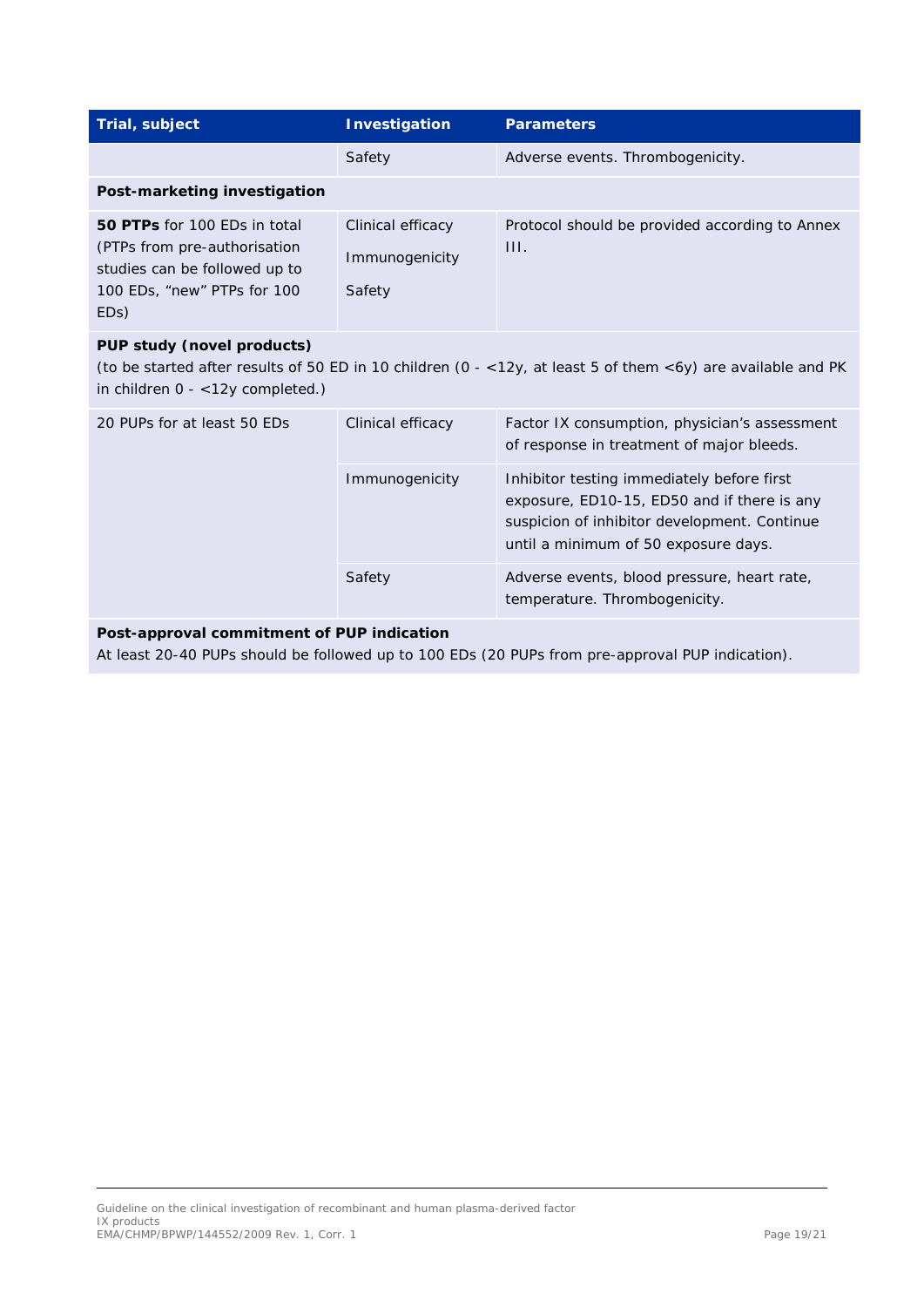| Trial, subject | Investigation | Parameters |
| --- | --- | --- |
| | Safety | Adverse events. Thrombogenicity. |
| **Post-marketing investigation** | | |
| **50 PTPs** for 100 EDs in total (PTPs from pre-authorisation studies can be followed up to 100 EDs, "new" PTPs for 100 EDs) | Clinical efficacy<br>Immunogenicity<br>Safety | Protocol should be provided according to Annex III. |
| **PUP study (novel products)**<br>(to be started after results of 50 ED in 10 children (0 - <12y, at least 5 of them <6y) are available and PK in children 0 - <12y completed.) | | |
| 20 PUPs for at least 50 EDs | Clinical efficacy | Factor IX consumption, physician's assessment of response in treatment of major bleeds. |
| | Immunogenicity | Inhibitor testing immediately before first exposure, ED10-15, ED50 and if there is any suspicion of inhibitor development. Continue until a minimum of 50 exposure days. |
| | Safety | Adverse events, blood pressure, heart rate, temperature. Thrombogenicity. |
| **Post-approval commitment of PUP indication**<br>At least 20-40 PUPs should be followed up to 100 EDs (20 PUPs from pre-approval PUP indication). | | |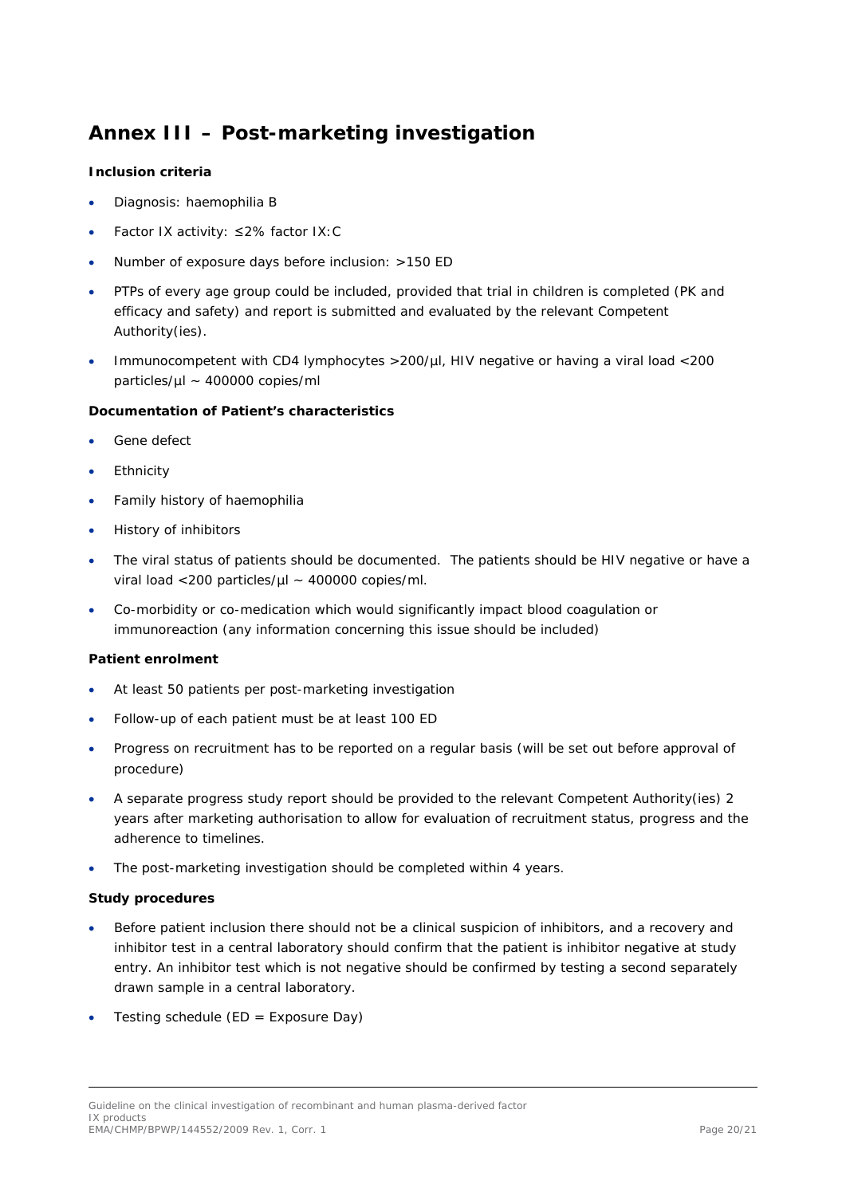# Annex III – Post-marketing investigation

**Inclusion criteria**

- Diagnosis: haemophilia B
- Factor IX activity: ≤2% factor IX:C
- Number of exposure days before inclusion: >150 ED
- PTPs of every age group could be included, provided that trial in children is completed (PK and efficacy and safety) and report is submitted and evaluated by the relevant Competent Authority(ies).
- Immunocompetent with CD4 lymphocytes >200/µl, HIV negative or having a viral load <200 particles/µl ~ 400000 copies/ml

**Documentation of Patient's characteristics**

- Gene defect
- Ethnicity
- Family history of haemophilia
- History of inhibitors
- The viral status of patients should be documented. The patients should be HIV negative or have a viral load <200 particles/µl ~ 400000 copies/ml.
- Co-morbidity or co-medication which would significantly impact blood coagulation or immunoreaction (any information concerning this issue should be included)

**Patient enrolment**

- At least 50 patients per post-marketing investigation
- Follow-up of each patient must be at least 100 ED
- Progress on recruitment has to be reported on a regular basis (will be set out before approval of procedure)
- A separate progress study report should be provided to the relevant Competent Authority(ies) 2 years after marketing authorisation to allow for evaluation of recruitment status, progress and the adherence to timelines.
- The post-marketing investigation should be completed within 4 years.

**Study procedures**

- Before patient inclusion there should not be a clinical suspicion of inhibitors, and a recovery and inhibitor test in a central laboratory should confirm that the patient is inhibitor negative at study entry. An inhibitor test which is not negative should be confirmed by testing a second separately drawn sample in a central laboratory.
- Testing schedule (ED = Exposure Day)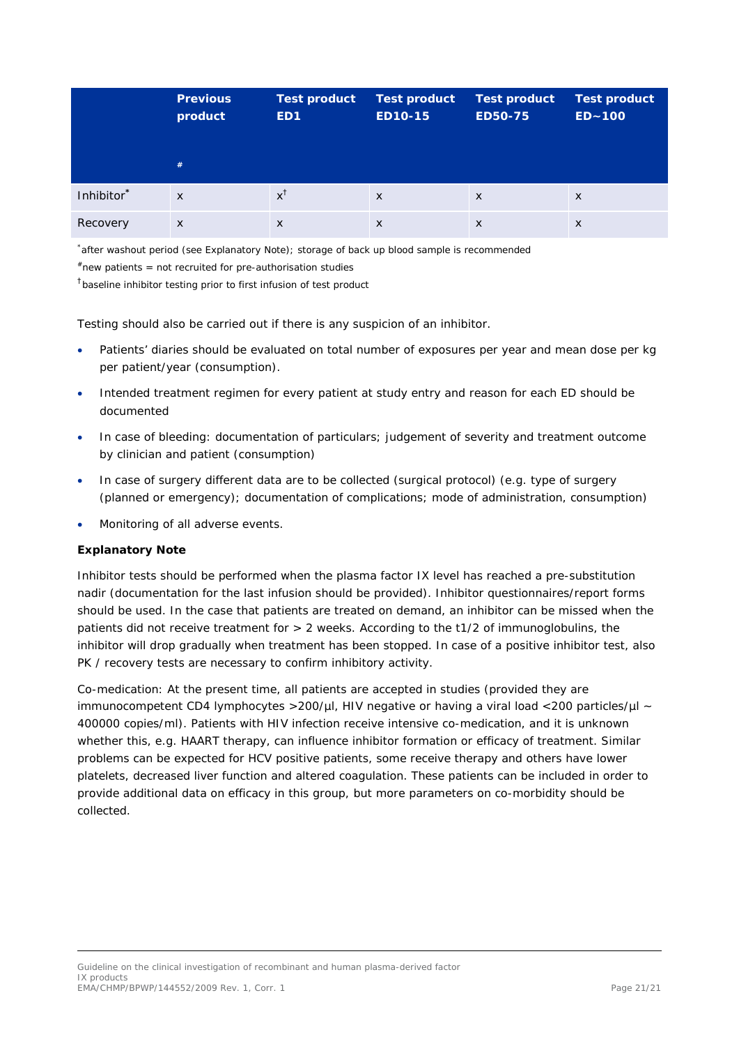| | Previous product #[#] | Test product ED1 | Test product ED10-15 | Test product ED50-75 | Test product ED~100 |
|---|---|---|---|---|---|
| Inhibitor[*] | x | x[†] | x | x | x |
| Recovery | x | x | x | x | x |

[*]after washout period (see Explanatory Note); storage of back up blood sample is recommended

[#]new patients = not recruited for pre-authorisation studies

[†]baseline inhibitor testing prior to first infusion of test product

Testing should also be carried out if there is any suspicion of an inhibitor.

- Patients' diaries should be evaluated on total number of exposures per year and mean dose per kg per patient/year (consumption).
- Intended treatment regimen for every patient at study entry and reason for each ED should be documented
- In case of bleeding: documentation of particulars; judgement of severity and treatment outcome by clinician and patient (consumption)
- In case of surgery different data are to be collected (surgical protocol) (e.g. type of surgery (planned or emergency); documentation of complications; mode of administration, consumption)
- Monitoring of all adverse events.

**Explanatory Note**

Inhibitor tests should be performed when the plasma factor IX level has reached a pre-substitution nadir (documentation for the last infusion should be provided). Inhibitor questionnaires/report forms should be used. In the case that patients are treated on demand, an inhibitor can be missed when the patients did not receive treatment for > 2 weeks. According to the t1/2 of immunoglobulins, the inhibitor will drop gradually when treatment has been stopped. In case of a positive inhibitor test, also PK / recovery tests are necessary to confirm inhibitory activity.

Co-medication: At the present time, all patients are accepted in studies (provided they are immunocompetent CD4 lymphocytes >200/µl, HIV negative or having a viral load <200 particles/µl ~ 400000 copies/ml). Patients with HIV infection receive intensive co-medication, and it is unknown whether this, e.g. HAART therapy, can influence inhibitor formation or efficacy of treatment. Similar problems can be expected for HCV positive patients, some receive therapy and others have lower platelets, decreased liver function and altered coagulation. These patients can be included in order to provide additional data on efficacy in this group, but more parameters on co-morbidity should be collected.